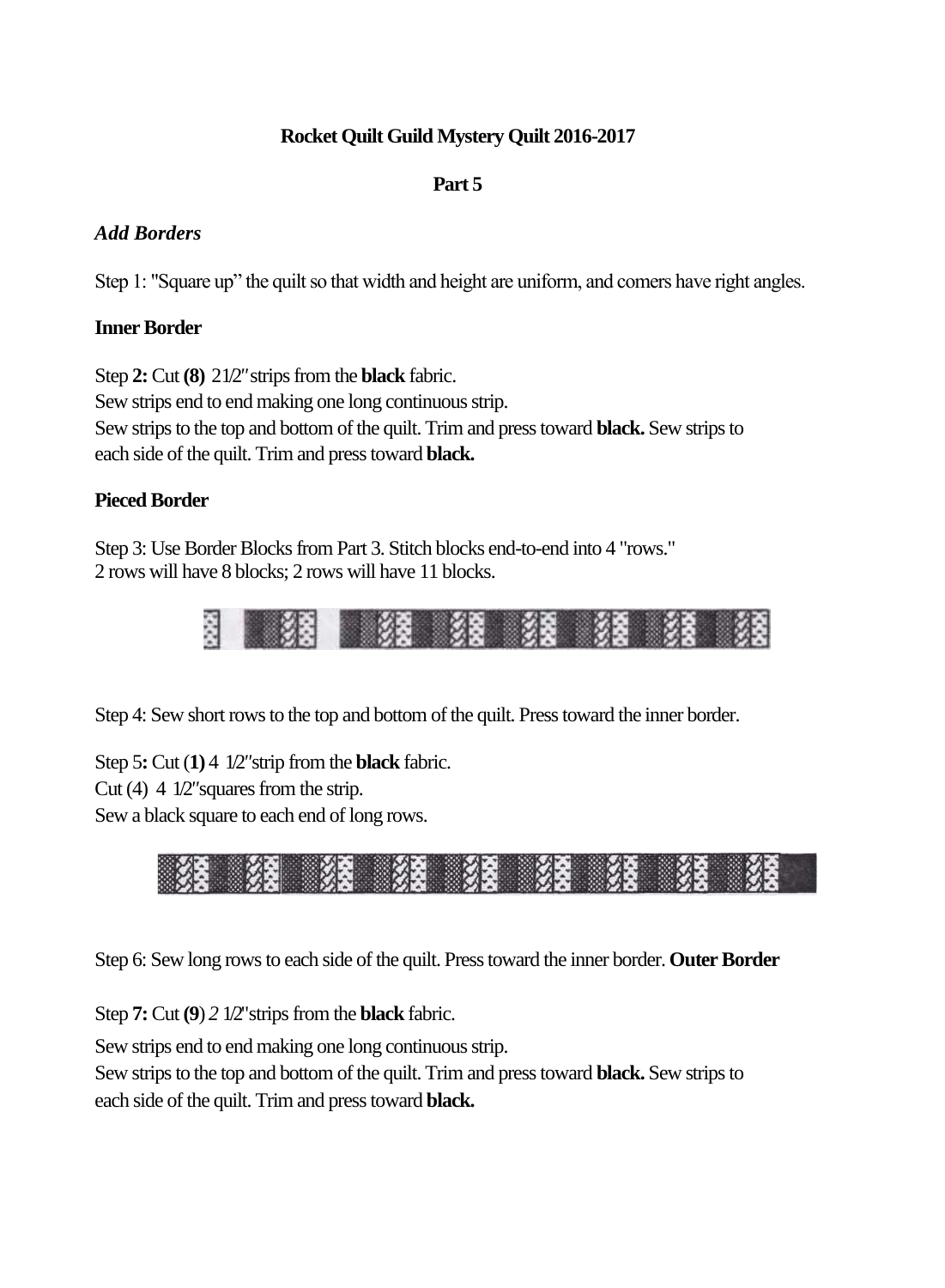**Rocket Quilt Guild Mystery Quilt 2016-2017**

**Part 5**

***Add Borders***

Step 1: "Square up" the quilt so that width and height are uniform, and corners have right angles.

**Inner Border**

Step **2:** Cut **(8)** 21⁄2″ strips from the **black** fabric.
Sew strips end to end making one long continuous strip.
Sew strips to the top and bottom of the quilt. Trim and press toward **black.** Sew strips to each side of the quilt. Trim and press toward **black.**

**Pieced Border**

Step 3: Use Border Blocks from Part 3. Stitch blocks end-to-end into 4 "rows."
2 rows will have 8 blocks; 2 rows will have 11 blocks.

Step 4: Sew short rows to the top and bottom of the quilt. Press toward the inner border.

Step 5**:** Cut (**1)** 4 1⁄2″ strip from the **black** fabric.
Cut (4) 4 1⁄2″ squares from the strip.
Sew a black square to each end of long rows.

Step 6: Sew long rows to each side of the quilt. Press toward the inner border. **Outer Border**

Step **7:** Cut **(9**) *2* 1⁄2" strips from the **black** fabric.
Sew strips end to end making one long continuous strip.
Sew strips to the top and bottom of the quilt. Trim and press toward **black.** Sew strips to each side of the quilt. Trim and press toward **black.**